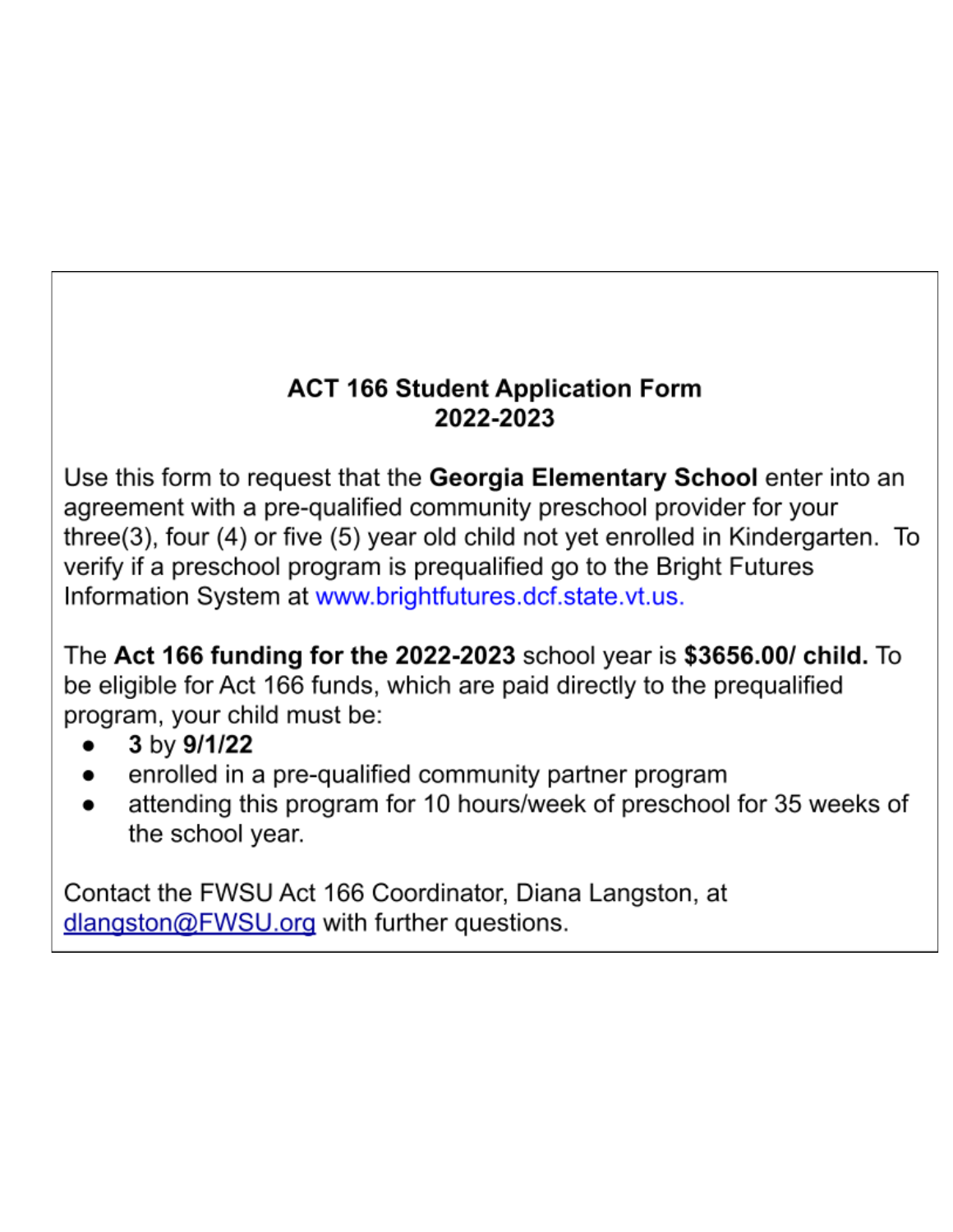# ACT 166 Student Application Form
## 2022-2023

Use this form to request that the **Georgia Elementary School** enter into an agreement with a pre-qualified community preschool provider for your three(3), four (4) or five (5) year old child not yet enrolled in Kindergarten. To verify if a preschool program is prequalified go to the Bright Futures Information System at www.brightfutures.dcf.state.vt.us.

The **Act 166 funding for the 2022-2023** school year is **$3656.00/ child.** To be eligible for Act 166 funds, which are paid directly to the prequalified program, your child must be:

- **3** by **9/1/22**
- enrolled in a pre-qualified community partner program
- attending this program for 10 hours/week of preschool for 35 weeks of the school year.

Contact the FWSU Act 166 Coordinator, Diana Langston, at dlangston@FWSU.org with further questions.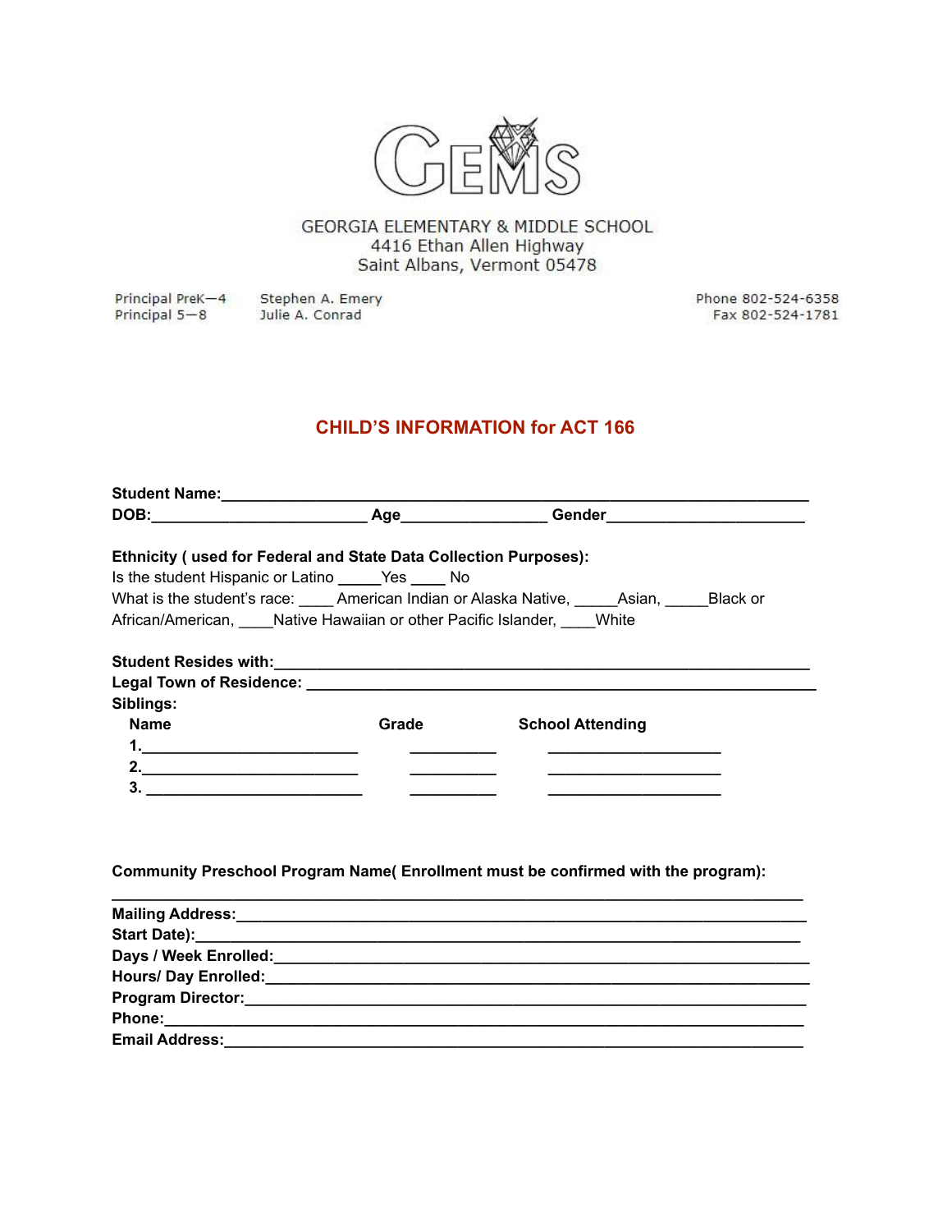GEMS

GEORGIA ELEMENTARY & MIDDLE SCHOOL
4416 Ethan Allen Highway
Saint Albans, Vermont 05478

Principal PreK—4 Stephen A. Emery
Principal 5—8 Julie A. Conrad

Phone 802-524-6358
Fax 802-524-1781

## CHILD'S INFORMATION for ACT 166

**Student Name:**___________________________________________________________________

**DOB:**_________________________ **Age**________________ **Gender**______________________

**Ethnicity ( used for Federal and State Data Collection Purposes):**

Is the student Hispanic or Latino _____Yes ____ No

What is the student's race: ____ American Indian or Alaska Native, _____Asian, _____Black or African/American, ____Native Hawaiian or other Pacific Islander, ____White

**Student Resides with:**_____________________________________________________________

**Legal Town of Residence:** ___________________________________________________________

**Siblings:**

| Name | Grade | School Attending |
|---|---|---|
| 1.__________________________ | __________ | ____________________ |
| 2.__________________________ | __________ | ____________________ |
| 3. __________________________ | __________ | ____________________ |

**Community Preschool Program Name( Enrollment must be confirmed with the program):**

___________________________________________________________________________

**Mailing Address:**___________________________________________________________________

**Start Date):**______________________________________________________________________

**Days / Week Enrolled:**______________________________________________________________

**Hours/ Day Enrolled:**_______________________________________________________________

**Program Director:**_________________________________________________________________

**Phone:**____________________________________________________________________________

**Email Address:**____________________________________________________________________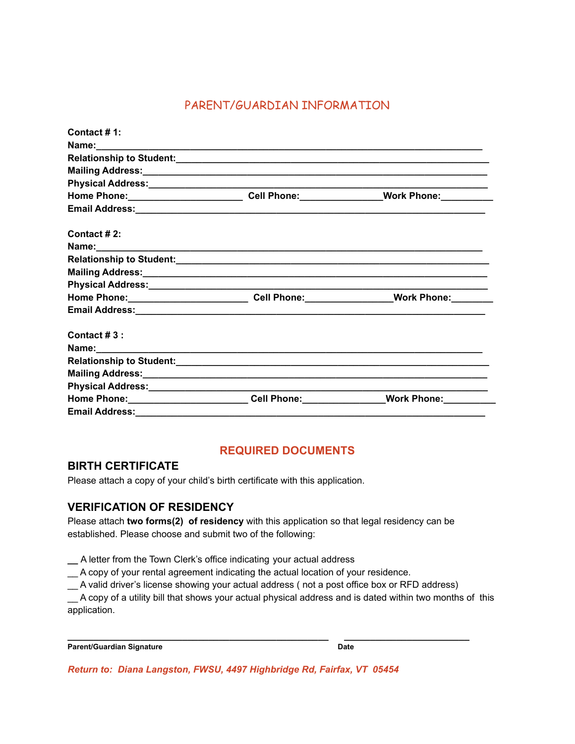## PARENT/GUARDIAN INFORMATION

**Contact # 1:**
**Name:**______________________________________________________________________
**Relationship to Student:**_______________________________________________________
**Mailing Address:**______________________________________________________________
**Physical Address:**_____________________________________________________________
**Home Phone:**____________________ **Cell Phone:**______________**Work Phone:**_________
**Email Address:**_______________________________________________________________

**Contact # 2:**
**Name:**______________________________________________________________________
**Relationship to Student:**_______________________________________________________
**Mailing Address:**______________________________________________________________
**Physical Address:**_____________________________________________________________
**Home Phone:**_____________________ **Cell Phone:**_______________**Work Phone:**_______
**Email Address:**_______________________________________________________________

**Contact # 3 :**
**Name:**______________________________________________________________________
**Relationship to Student:**_______________________________________________________
**Mailing Address:**______________________________________________________________
**Physical Address:**_____________________________________________________________
**Home Phone:**_____________________ **Cell Phone:**______________**Work Phone:**_________
**Email Address:**_______________________________________________________________

## REQUIRED DOCUMENTS

### BIRTH CERTIFICATE

Please attach a copy of your child's birth certificate with this application.

### VERIFICATION OF RESIDENCY

Please attach **two forms(2) of residency** with this application so that legal residency can be established. Please choose and submit two of the following:

__ A letter from the Town Clerk's office indicating your actual address
__ A copy of your rental agreement indicating the actual location of your residence.
__ A valid driver's license showing your actual address ( not a post office box or RFD address)
__ A copy of a utility bill that shows your actual physical address and is dated within two months of this application.

_______________________________________________ ______________________
**Parent/Guardian Signature** **Date**

***Return to: Diana Langston, FWSU, 4497 Highbridge Rd, Fairfax, VT 05454***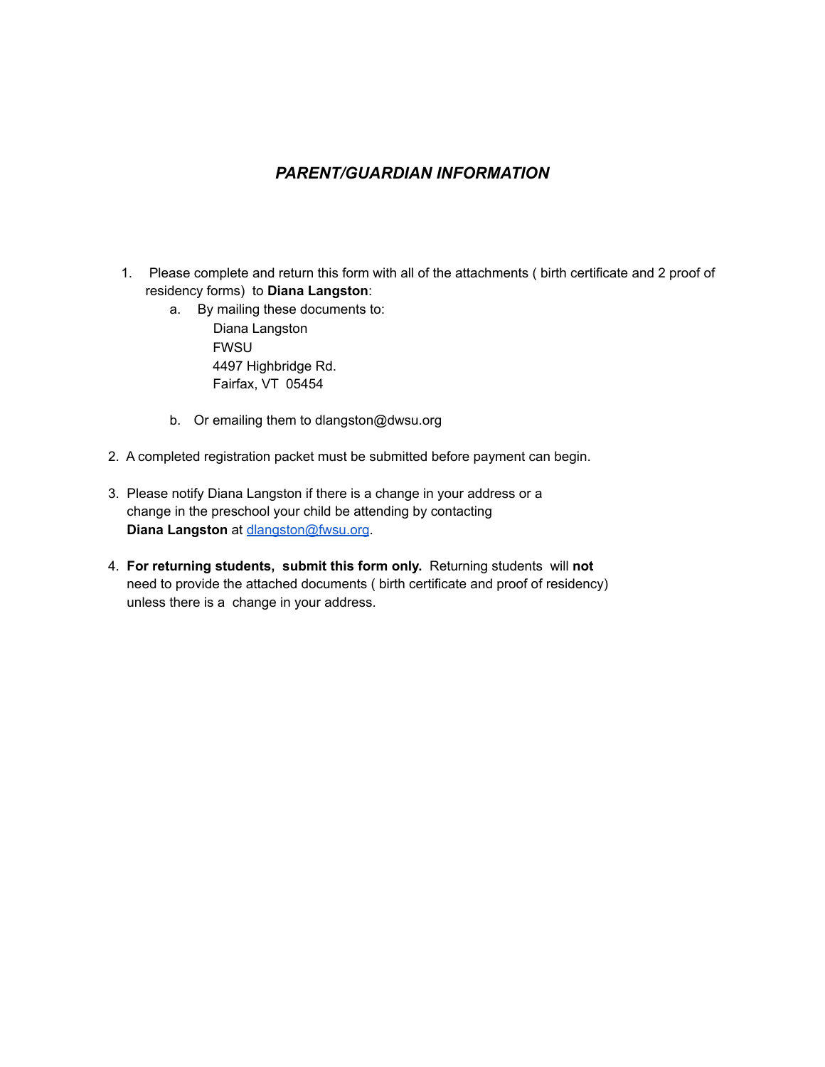## *PARENT/GUARDIAN INFORMATION*

1. Please complete and return this form with all of the attachments ( birth certificate and 2 proof of residency forms) to **Diana Langston**:
   a. By mailing these documents to:
      Diana Langston
      FWSU
      4497 Highbridge Rd.
      Fairfax, VT 05454
   b. Or emailing them to dlangston@dwsu.org

2. A completed registration packet must be submitted before payment can begin.

3. Please notify Diana Langston if there is a change in your address or a change in the preschool your child be attending by contacting **Diana Langston** at dlangston@fwsu.org.

4. **For returning students, submit this form only.** Returning students will **not** need to provide the attached documents ( birth certificate and proof of residency) unless there is a change in your address.